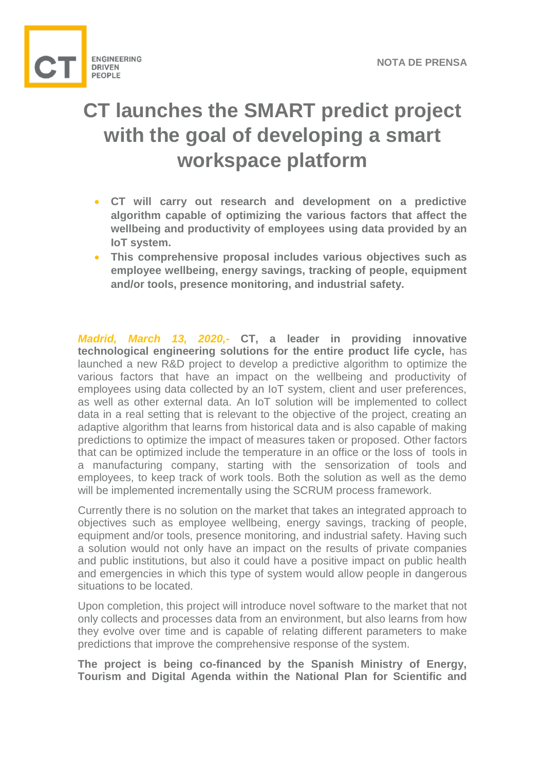NOTA DE PRENSA

# CT launches the SMART predict project with the goal of developing a smart workspace platform

- **CT will carry out research and development on a predictive algorithm capable of optimizing the various factors that affect the wellbeing and productivity of employees using data provided by an IoT system.**
- **This comprehensive proposal includes various objectives such as employee wellbeing, energy savings, tracking of people, equipment and/or tools, presence monitoring, and industrial safety.**

***Madrid, March 13, 2020,-*** **CT, a leader in providing innovative technological engineering solutions for the entire product life cycle,** has launched a new R&D project to develop a predictive algorithm to optimize the various factors that have an impact on the wellbeing and productivity of employees using data collected by an IoT system, client and user preferences, as well as other external data. An IoT solution will be implemented to collect data in a real setting that is relevant to the objective of the project, creating an adaptive algorithm that learns from historical data and is also capable of making predictions to optimize the impact of measures taken or proposed. Other factors that can be optimized include the temperature in an office or the loss of tools in a manufacturing company, starting with the sensorization of tools and employees, to keep track of work tools. Both the solution as well as the demo will be implemented incrementally using the SCRUM process framework.

Currently there is no solution on the market that takes an integrated approach to objectives such as employee wellbeing, energy savings, tracking of people, equipment and/or tools, presence monitoring, and industrial safety. Having such a solution would not only have an impact on the results of private companies and public institutions, but also it could have a positive impact on public health and emergencies in which this type of system would allow people in dangerous situations to be located.

Upon completion, this project will introduce novel software to the market that not only collects and processes data from an environment, but also learns from how they evolve over time and is capable of relating different parameters to make predictions that improve the comprehensive response of the system.

**The project is being co-financed by the Spanish Ministry of Energy, Tourism and Digital Agenda within the National Plan for Scientific and**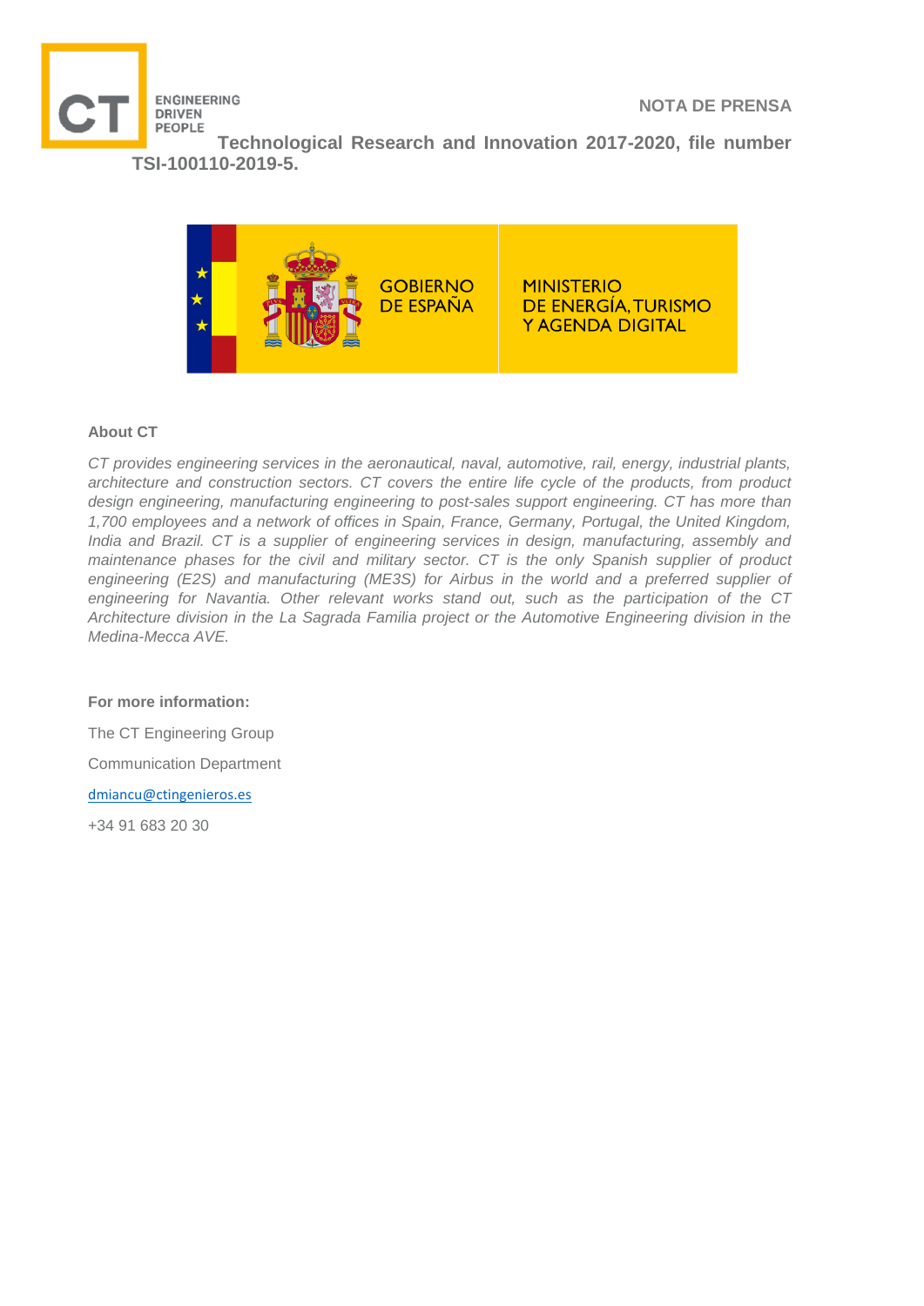NOTA DE PRENSA

**Technological Research and Innovation 2017-2020, file number TSI-100110-2019-5.**

GOBIERNO DE ESPAÑA

MINISTERIO DE ENERGÍA, TURISMO Y AGENDA DIGITAL

**About CT**

*CT provides engineering services in the aeronautical, naval, automotive, rail, energy, industrial plants, architecture and construction sectors. CT covers the entire life cycle of the products, from product design engineering, manufacturing engineering to post-sales support engineering. CT has more than 1,700 employees and a network of offices in Spain, France, Germany, Portugal, the United Kingdom, India and Brazil. CT is a supplier of engineering services in design, manufacturing, assembly and maintenance phases for the civil and military sector. CT is the only Spanish supplier of product engineering (E2S) and manufacturing (ME3S) for Airbus in the world and a preferred supplier of engineering for Navantia. Other relevant works stand out, such as the participation of the CT Architecture division in the La Sagrada Familia project or the Automotive Engineering division in the Medina-Mecca AVE.*

**For more information:**

The CT Engineering Group

Communication Department

dmiancu@ctingenieros.es

+34 91 683 20 30